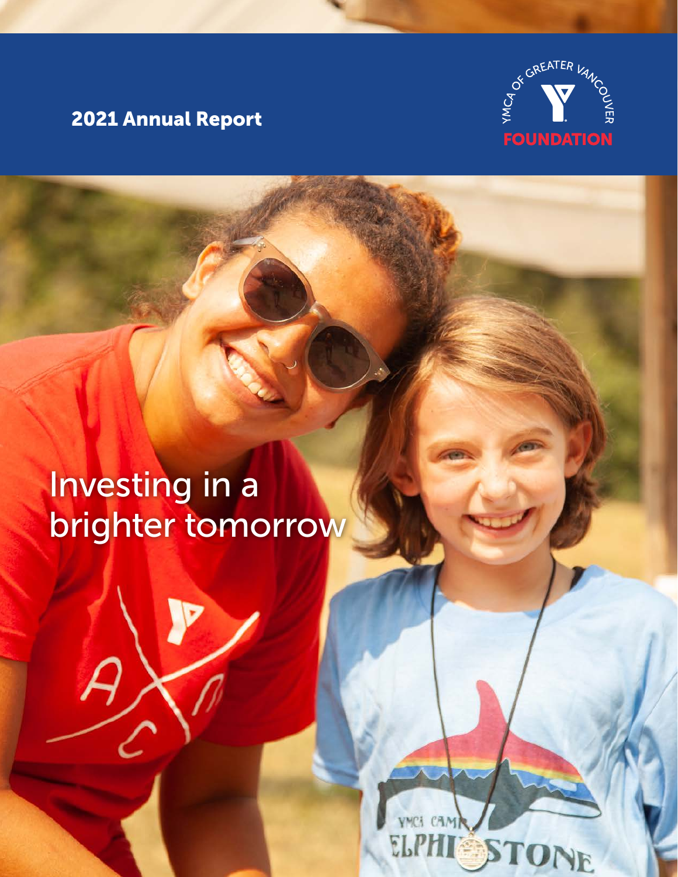**2021 Annual Report**

YMCA OF GREATER VANCOUVER FOUNDATION

# Investing in a brighter tomorrow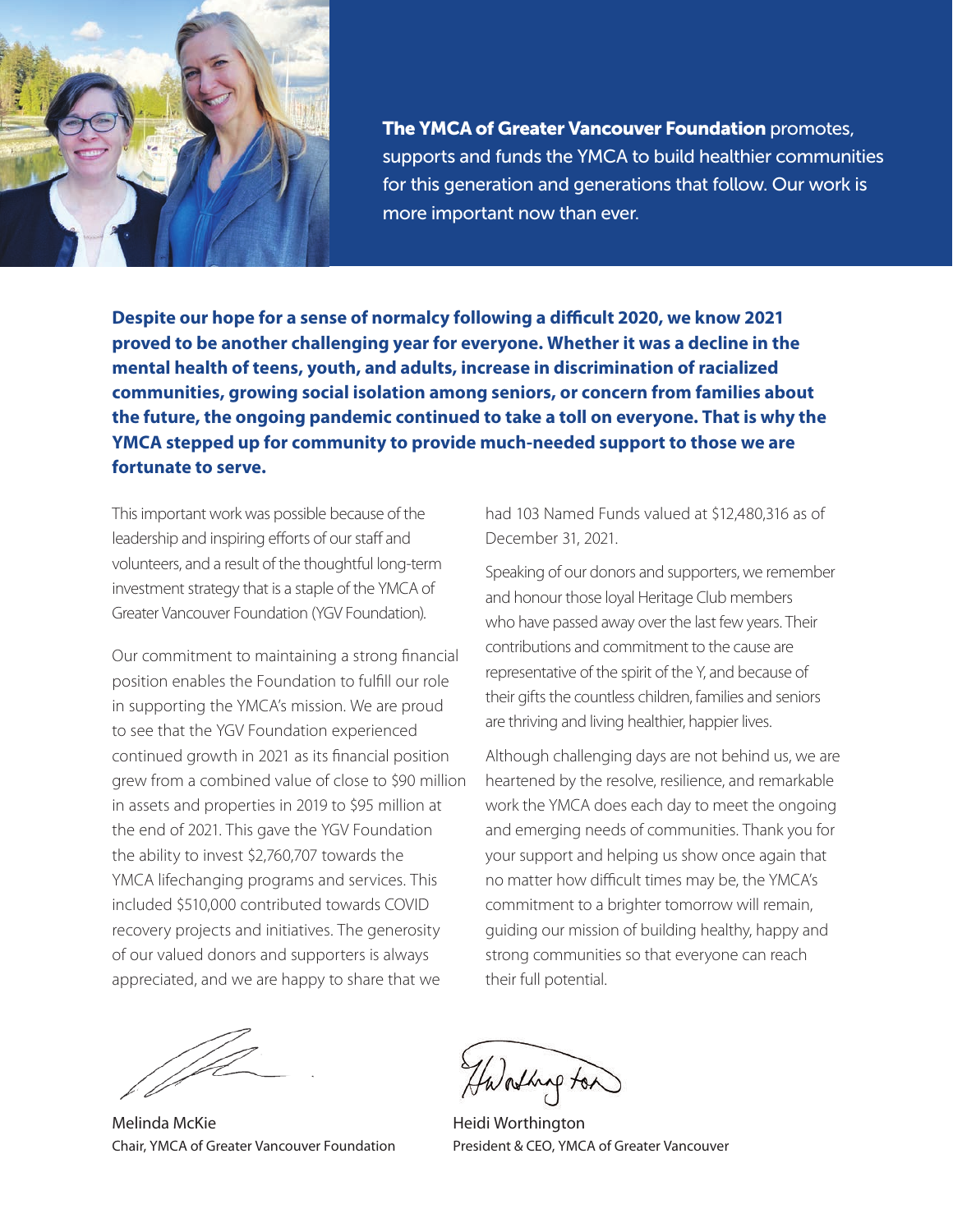**The YMCA of Greater Vancouver Foundation** promotes, supports and funds the YMCA to build healthier communities for this generation and generations that follow. Our work is more important now than ever.

**Despite our hope for a sense of normalcy following a difficult 2020, we know 2021 proved to be another challenging year for everyone. Whether it was a decline in the mental health of teens, youth, and adults, increase in discrimination of racialized communities, growing social isolation among seniors, or concern from families about the future, the ongoing pandemic continued to take a toll on everyone. That is why the YMCA stepped up for community to provide much-needed support to those we are fortunate to serve.**

This important work was possible because of the leadership and inspiring efforts of our staff and volunteers, and a result of the thoughtful long-term investment strategy that is a staple of the YMCA of Greater Vancouver Foundation (YGV Foundation).

Our commitment to maintaining a strong financial position enables the Foundation to fulfill our role in supporting the YMCA's mission. We are proud to see that the YGV Foundation experienced continued growth in 2021 as its financial position grew from a combined value of close to $90 million in assets and properties in 2019 to $95 million at the end of 2021. This gave the YGV Foundation the ability to invest $2,760,707 towards the YMCA lifechanging programs and services. This included $510,000 contributed towards COVID recovery projects and initiatives. The generosity of our valued donors and supporters is always appreciated, and we are happy to share that we had 103 Named Funds valued at $12,480,316 as of December 31, 2021.

Speaking of our donors and supporters, we remember and honour those loyal Heritage Club members who have passed away over the last few years. Their contributions and commitment to the cause are representative of the spirit of the Y, and because of their gifts the countless children, families and seniors are thriving and living healthier, happier lives.

Although challenging days are not behind us, we are heartened by the resolve, resilience, and remarkable work the YMCA does each day to meet the ongoing and emerging needs of communities. Thank you for your support and helping us show once again that no matter how difficult times may be, the YMCA's commitment to a brighter tomorrow will remain, guiding our mission of building healthy, happy and strong communities so that everyone can reach their full potential.

Melinda McKie
Chair, YMCA of Greater Vancouver Foundation

Heidi Worthington
President & CEO, YMCA of Greater Vancouver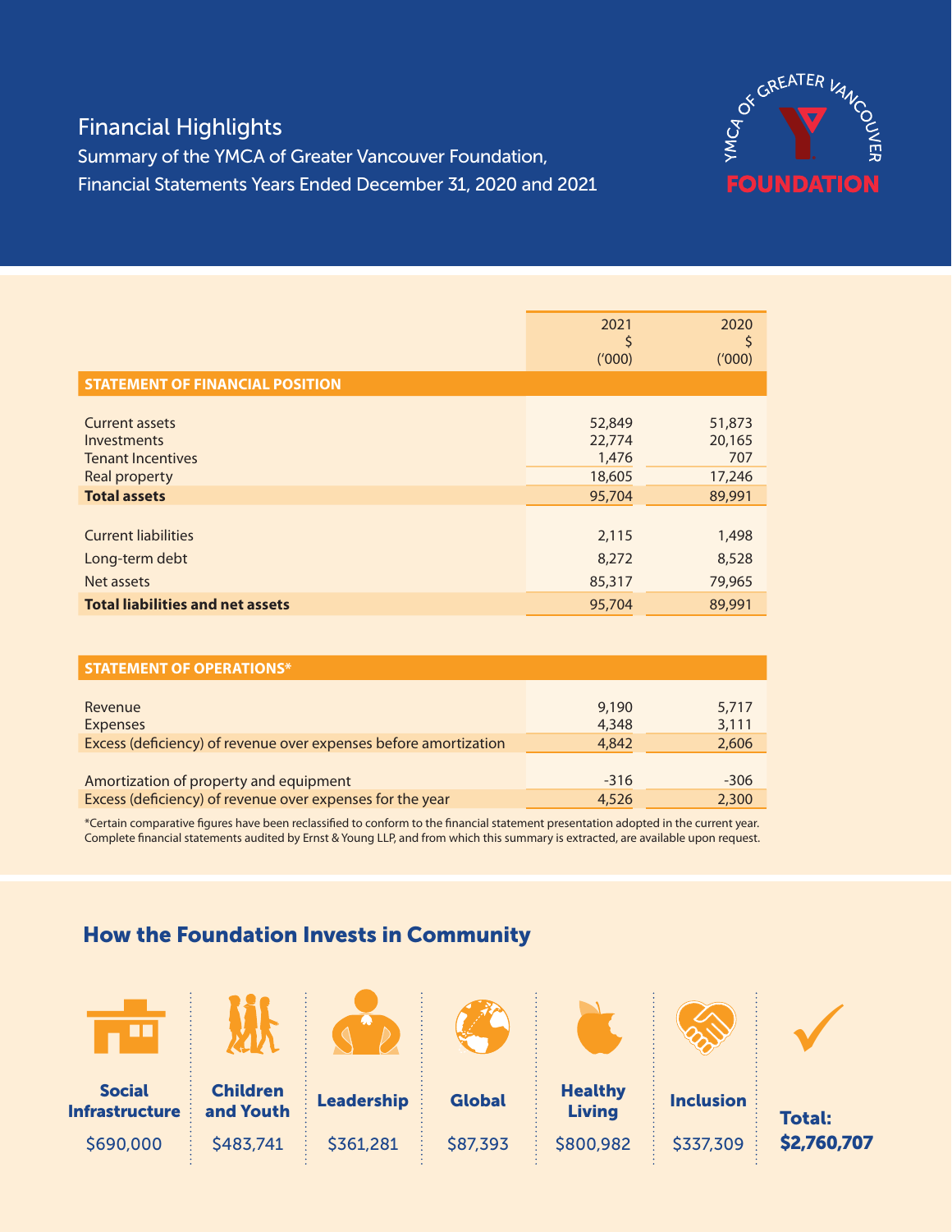# Financial Highlights

Summary of the YMCA of Greater Vancouver Foundation, Financial Statements Years Ended December 31, 2020 and 2021

YMCA OF GREATER VANCOUVER FOUNDATION

| | 2021 $ ('000) | 2020 $ ('000) |
|---|---|---|
| **STATEMENT OF FINANCIAL POSITION** | | |
| Current assets | 52,849 | 51,873 |
| Investments | 22,774 | 20,165 |
| Tenant Incentives | 1,476 | 707 |
| Real property | 18,605 | 17,246 |
| **Total assets** | 95,704 | 89,991 |
| Current liabilities | 2,115 | 1,498 |
| Long-term debt | 8,272 | 8,528 |
| Net assets | 85,317 | 79,965 |
| **Total liabilities and net assets** | 95,704 | 89,991 |

| **STATEMENT OF OPERATIONS*** | 2021 | 2020 |
|---|---|---|
| Revenue | 9,190 | 5,717 |
| Expenses | 4,348 | 3,111 |
| Excess (deficiency) of revenue over expenses before amortization | 4,842 | 2,606 |
| Amortization of property and equipment | -316 | -306 |
| Excess (deficiency) of revenue over expenses for the year | 4,526 | 2,300 |

*Certain comparative figures have been reclassified to conform to the financial statement presentation adopted in the current year. Complete financial statements audited by Ernst & Young LLP, and from which this summary is extracted, are available upon request.

## How the Foundation Invests in Community

| Social Infrastructure | Children and Youth | Leadership | Global | Healthy Living | Inclusion | **Total:** |
|---|---|---|---|---|---|---|
| $690,000 | $483,741 | $361,281 | $87,393 | $800,982 | $337,309 | **$2,760,707** |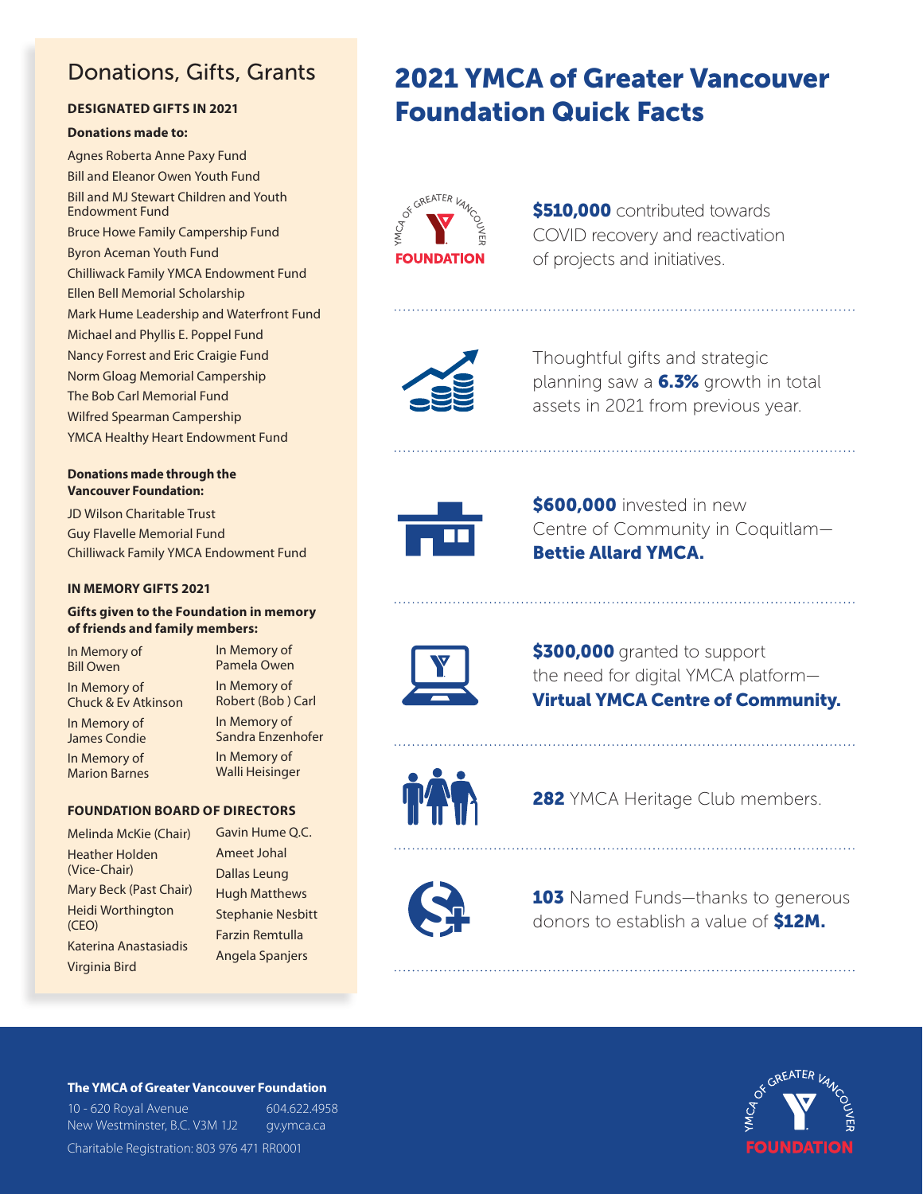## Donations, Gifts, Grants

**DESIGNATED GIFTS IN 2021**

**Donations made to:**

- Agnes Roberta Anne Paxy Fund
- Bill and Eleanor Owen Youth Fund
- Bill and MJ Stewart Children and Youth Endowment Fund
- Bruce Howe Family Campership Fund
- Byron Aceman Youth Fund
- Chilliwack Family YMCA Endowment Fund
- Ellen Bell Memorial Scholarship
- Mark Hume Leadership and Waterfront Fund
- Michael and Phyllis E. Poppel Fund
- Nancy Forrest and Eric Craigie Fund
- Norm Gloag Memorial Campership
- The Bob Carl Memorial Fund
- Wilfred Spearman Campership
- YMCA Healthy Heart Endowment Fund

**Donations made through the Vancouver Foundation:**

- JD Wilson Charitable Trust
- Guy Flavelle Memorial Fund
- Chilliwack Family YMCA Endowment Fund

**IN MEMORY GIFTS 2021**

**Gifts given to the Foundation in memory of friends and family members:**

- In Memory of Bill Owen
- In Memory of Chuck & Ev Atkinson
- In Memory of James Condie
- In Memory of Marion Barnes
- In Memory of Pamela Owen
- In Memory of Robert (Bob ) Carl
- In Memory of Sandra Enzenhofer
- In Memory of Walli Heisinger

**FOUNDATION BOARD OF DIRECTORS**

- Melinda McKie (Chair)
- Heather Holden (Vice-Chair)
- Mary Beck (Past Chair)
- Heidi Worthington (CEO)
- Katerina Anastasiadis
- Virginia Bird
- Gavin Hume Q.C.
- Ameet Johal
- Dallas Leung
- Hugh Matthews
- Stephanie Nesbitt
- Farzin Remtulla
- Angela Spanjers

# 2021 YMCA of Greater Vancouver Foundation Quick Facts

**$510,000** contributed towards COVID recovery and reactivation of projects and initiatives.

Thoughtful gifts and strategic planning saw a **6.3%** growth in total assets in 2021 from previous year.

**$600,000** invested in new Centre of Community in Coquitlam—**Bettie Allard YMCA.**

**$300,000** granted to support the need for digital YMCA platform—**Virtual YMCA Centre of Community.**

**282** YMCA Heritage Club members.

**103** Named Funds—thanks to generous donors to establish a value of **$12M.**

**The YMCA of Greater Vancouver Foundation**

10 - 620 Royal Avenue
New Westminster, B.C. V3M 1J2

604.622.4958
gv.ymca.ca

Charitable Registration: 803 976 471 RR0001